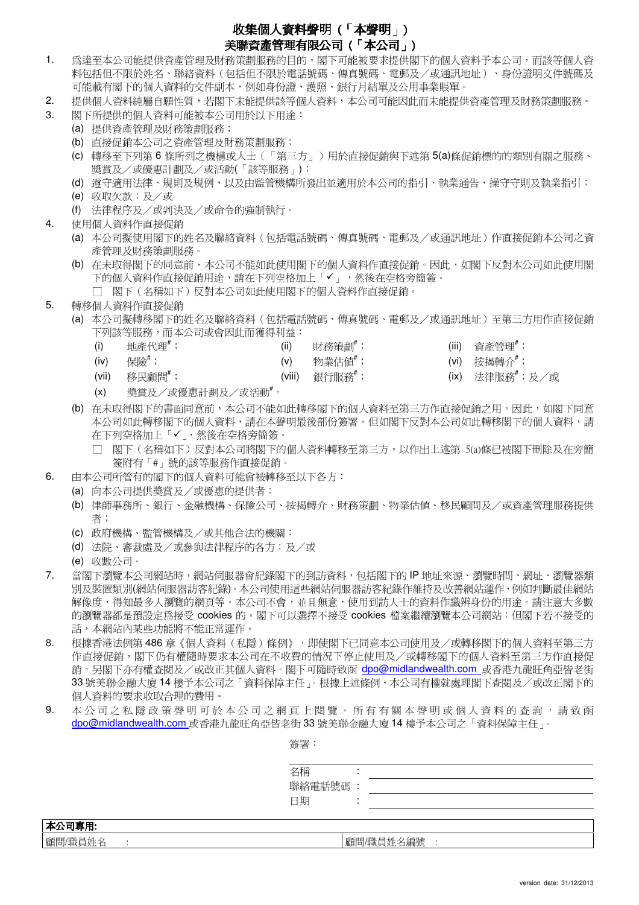# 收集個人資料聲明（「本聲明」）
# 美聯資產管理有限公司（「本公司」）

1. 爲達至本公司能提供資產管理及財務策劃服務的目的，閣下可能被要求提供閣下的個人資料予本公司，而該等個人資料包括但不限於姓名、聯絡資料（包括但不限於電話號碼、傳真號碼、電郵及／或通訊地址）、身份證明文件號碼及可能載有閣下的個人資料的文件副本，例如身份證、護照、銀行月結單及公用事業賬單。
2. 提供個人資料純屬自願性質，若閣下未能提供該等個人資料，本公司可能因此而未能提供資產管理及財務策劃服務。
3. 閣下所提供的個人資料可能被本公司用於以下用途：
   (a) 提供資產管理及財務策劃服務；
   (b) 直接促銷本公司之資產管理及財務策劃服務；
   (c) 轉移至下列第 6 條所列之機構或人士（「第三方」）用於直接促銷與下述第 5(a)條促銷標的的類別有關之服務、獎賞及／或優惠計劃及／或活動(「該等服務」)；
   (d) 遵守適用法律、規則及規例，以及由監管機構所發出並適用於本公司的指引、執業通告、操守守則及執業指引；
   (e) 收取欠款；及／或
   (f) 法律程序及／或判決及／或命令的強制執行。
4. 使用個人資料作直接促銷
   (a) 本公司擬使用閣下的姓名及聯絡資料（包括電話號碼、傳真號碼、電郵及／或通訊地址）作直接促銷本公司之資產管理及財務策劃服務。
   (b) 在未取得閣下的同意前，本公司不能如此使用閣下的個人資料作直接促銷。因此，如閣下反對本公司如此使用閣下的個人資料作直接促銷用途，請在下列空格加上「✓」，然後在空格旁簡簽。

   ☐ 閣下（名稱如下）反對本公司如此使用閣下的個人資料作直接促銷。
5. 轉移個人資料作直接促銷
   (a) 本公司擬轉移閣下的姓名及聯絡資料（包括電話號碼、傳真號碼、電郵及／或通訊地址）至第三方用作直接促銷下列該等服務，而本公司或會因此而獲得利益：

   (i) 地產代理#；　(ii) 財務策劃#；　(iii) 資產管理#；
   (iv) 保險#；　(v) 物業估值#；　(vi) 按揭轉介#；
   (vii) 移民顧問#；　(viii) 銀行服務#；　(ix) 法律服務#；及／或
   (x) 獎賞及／或優惠計劃及／或活動#。

   (b) 在未取得閣下的書面同意前，本公司不能如此轉移閣下的個人資料至第三方作直接促銷之用。因此，如閣下同意本公司如此轉移閣下的個人資料，請在本聲明最後部份簽署。但如閣下反對本公司如此轉移閣下的個人資料，請在下列空格加上「✓」，然後在空格旁簡簽。

   ☐ 閣下（名稱如下）反對本公司將閣下的個人資料轉移至第三方，以作出上述第 5(a)條已被閣下刪除及在旁簡簽附有「#」號的該等服務作直接促銷。
6. 由本公司所管有的閣下的個人資料可能會被轉移至以下各方：
   (a) 向本公司提供獎賞及／或優惠的提供者；
   (b) 律師事務所、銀行、金融機構、保險公司、按揭轉介、財務策劃、物業估值、移民顧問及／或資產管理服務提供者；
   (c) 政府機構、監管機構及／或其他合法的機關；
   (d) 法院、審裁處及／或參與法律程序的各方；及／或
   (e) 收數公司。
7. 當閣下瀏覽本公司網站時，網站伺服器會紀錄閣下的到訪資料，包括閣下的 IP 地址來源、瀏覽時間、網址、瀏覽器類別及裝置類別(網站伺服器訪客紀錄)。本公司使用這些網站伺服器訪客紀錄作維持及改善網站運作，例如判斷最佳網站解像度，得知最多人瀏覽的網頁等。本公司不會，並且無意，使用到訪人士的資料作識辨身份的用途。請注意大多數的瀏覽器都是預設定爲接受 cookies 的。閣下可以選擇不接受 cookies 檔案繼續瀏覽本公司網站﹔但閣下若不接受的話，本網站內某些功能將不能正常運作。
8. 根據香港法例第 486 章《個人資料（私隱）條例》，即使閣下已同意本公司使用及／或轉移閣下的個人資料至第三方作直接促銷，閣下仍有權隨時要求本公司在不收費的情況下停止使用及／或轉移閣下的個人資料至第三方作直接促銷。另閣下亦有權查閱及／或改正其個人資料。閣下可隨時致函 dpo@midlandwealth.com 或香港九龍旺角亞皆老街 33 號美聯金融大廈 14 樓予本公司之「資料保障主任」。根據上述條例，本公司有權就處理閣下查閱及／或改正閣下的個人資料的要求收取合理的費用。
9. 本公司之私隱政策聲明可於本公司之網頁上閱覽。所有有關本聲明或個人資料的查詢，請致函 dpo@midlandwealth.com 或香港九龍旺角亞皆老街 33 號美聯金融大廈 14 樓予本公司之「資料保障主任」。

簽署：

名稱　　　　：______________________

聯絡電話號碼：______________________

日期　　　　：______________________

| 本公司專用: | |
|---|---|
| 顧問/職員姓名　： | 顧問/職員姓名編號　： |

version date: 31/12/2013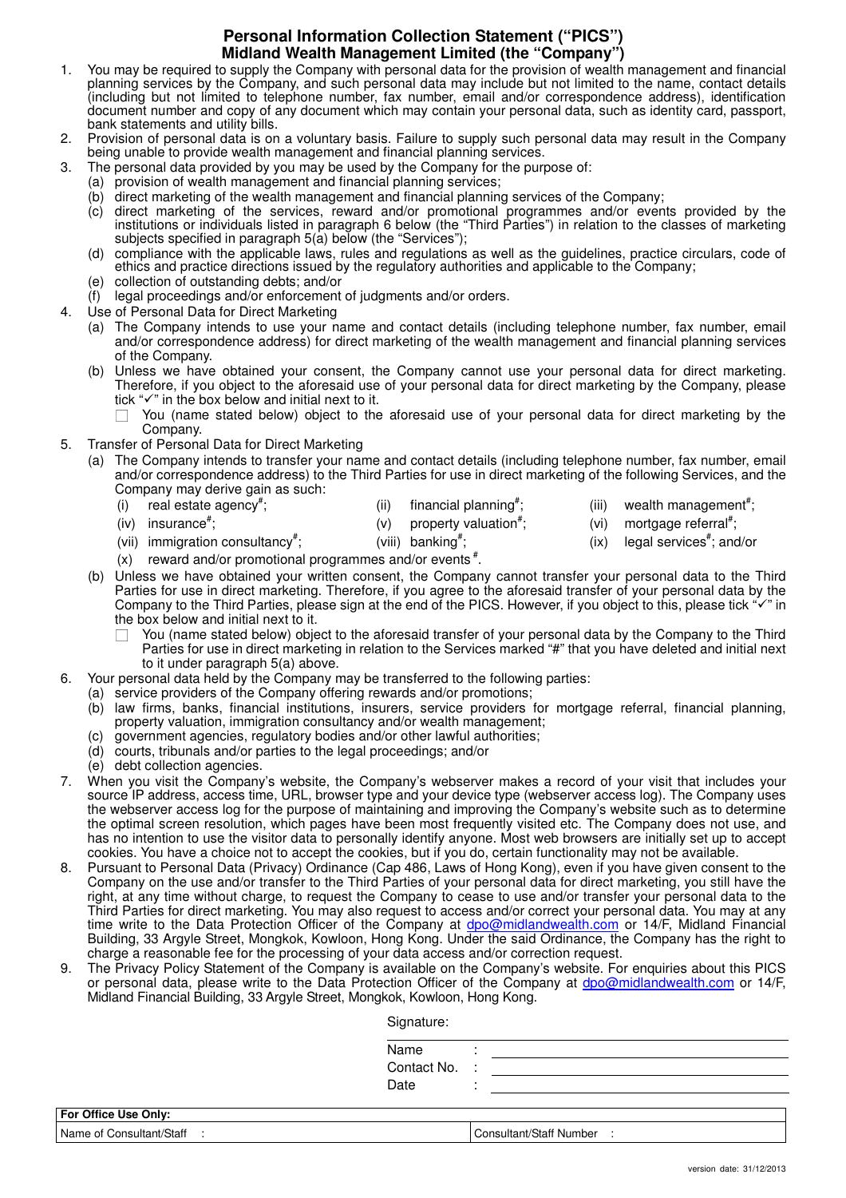# Personal Information Collection Statement ("PICS")
## Midland Wealth Management Limited (the "Company")

1. You may be required to supply the Company with personal data for the provision of wealth management and financial planning services by the Company, and such personal data may include but not limited to the name, contact details (including but not limited to telephone number, fax number, email and/or correspondence address), identification document number and copy of any document which may contain your personal data, such as identity card, passport, bank statements and utility bills.
2. Provision of personal data is on a voluntary basis. Failure to supply such personal data may result in the Company being unable to provide wealth management and financial planning services.
3. The personal data provided by you may be used by the Company for the purpose of:
   (a) provision of wealth management and financial planning services;
   (b) direct marketing of the wealth management and financial planning services of the Company;
   (c) direct marketing of the services, reward and/or promotional programmes and/or events provided by the institutions or individuals listed in paragraph 6 below (the "Third Parties") in relation to the classes of marketing subjects specified in paragraph 5(a) below (the "Services");
   (d) compliance with the applicable laws, rules and regulations as well as the guidelines, practice circulars, code of ethics and practice directions issued by the regulatory authorities and applicable to the Company;
   (e) collection of outstanding debts; and/or
   (f) legal proceedings and/or enforcement of judgments and/or orders.
4. Use of Personal Data for Direct Marketing
   (a) The Company intends to use your name and contact details (including telephone number, fax number, email and/or correspondence address) for direct marketing of the wealth management and financial planning services of the Company.
   (b) Unless we have obtained your consent, the Company cannot use your personal data for direct marketing. Therefore, if you object to the aforesaid use of your personal data for direct marketing by the Company, please tick "✓" in the box below and initial next to it.
   - ☐ You (name stated below) object to the aforesaid use of your personal data for direct marketing by the Company.
5. Transfer of Personal Data for Direct Marketing
   (a) The Company intends to transfer your name and contact details (including telephone number, fax number, email and/or correspondence address) to the Third Parties for use in direct marketing of the following Services, and the Company may derive gain as such:
   (i) real estate agency#; (ii) financial planning#; (iii) wealth management#;
   (iv) insurance#; (v) property valuation#; (vi) mortgage referral#;
   (vii) immigration consultancy#; (viii) banking#; (ix) legal services#; and/or
   (x) reward and/or promotional programmes and/or events #.
   (b) Unless we have obtained your written consent, the Company cannot transfer your personal data to the Third Parties for use in direct marketing. Therefore, if you agree to the aforesaid transfer of your personal data by the Company to the Third Parties, please sign at the end of the PICS. However, if you object to this, please tick "✓" in the box below and initial next to it.
   - ☐ You (name stated below) object to the aforesaid transfer of your personal data by the Company to the Third Parties for use in direct marketing in relation to the Services marked "#" that you have deleted and initial next to it under paragraph 5(a) above.
6. Your personal data held by the Company may be transferred to the following parties:
   (a) service providers of the Company offering rewards and/or promotions;
   (b) law firms, banks, financial institutions, insurers, service providers for mortgage referral, financial planning, property valuation, immigration consultancy and/or wealth management;
   (c) government agencies, regulatory bodies and/or other lawful authorities;
   (d) courts, tribunals and/or parties to the legal proceedings; and/or
   (e) debt collection agencies.
7. When you visit the Company's website, the Company's webserver makes a record of your visit that includes your source IP address, access time, URL, browser type and your device type (webserver access log). The Company uses the webserver access log for the purpose of maintaining and improving the Company's website such as to determine the optimal screen resolution, which pages have been most frequently visited etc. The Company does not use, and has no intention to use the visitor data to personally identify anyone. Most web browsers are initially set up to accept cookies. You have a choice not to accept the cookies, but if you do, certain functionality may not be available.
8. Pursuant to Personal Data (Privacy) Ordinance (Cap 486, Laws of Hong Kong), even if you have given consent to the Company on the use and/or transfer to the Third Parties of your personal data for direct marketing, you still have the right, at any time without charge, to request the Company to cease to use and/or transfer your personal data to the Third Parties for direct marketing. You may also request to access and/or correct your personal data. You may at any time write to the Data Protection Officer of the Company at dpo@midlandwealth.com or 14/F, Midland Financial Building, 33 Argyle Street, Mongkok, Kowloon, Hong Kong. Under the said Ordinance, the Company has the right to charge a reasonable fee for the processing of your data access and/or correction request.
9. The Privacy Policy Statement of the Company is available on the Company's website. For enquiries about this PICS or personal data, please write to the Data Protection Officer of the Company at dpo@midlandwealth.com or 14/F, Midland Financial Building, 33 Argyle Street, Mongkok, Kowloon, Hong Kong.

Signature:

Name : ______________________

Contact No. : ______________________

Date : ______________________

| **For Office Use Only:** | |
|---|---|
| Name of Consultant/Staff : | Consultant/Staff Number : |

version date: 31/12/2013